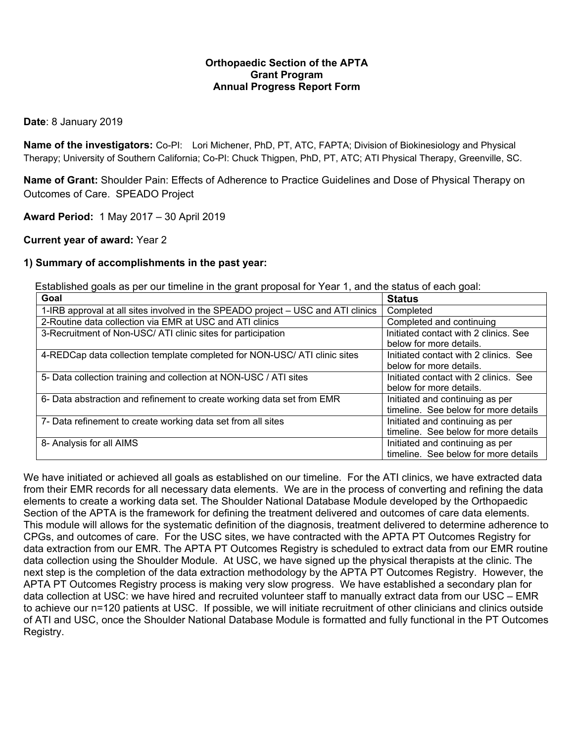**Orthopaedic Section of the APTA**
**Grant Program**
**Annual Progress Report Form**

**Date**: 8 January 2019

**Name of the investigators:** Co-PI: Lori Michener, PhD, PT, ATC, FAPTA; Division of Biokinesiology and Physical Therapy; University of Southern California; Co-PI: Chuck Thigpen, PhD, PT, ATC; ATI Physical Therapy, Greenville, SC.

**Name of Grant:** Shoulder Pain: Effects of Adherence to Practice Guidelines and Dose of Physical Therapy on Outcomes of Care. SPEADO Project

**Award Period:** 1 May 2017 – 30 April 2019

**Current year of award:** Year 2

**1) Summary of accomplishments in the past year:**

Established goals as per our timeline in the grant proposal for Year 1, and the status of each goal:

| Goal | Status |
|---|---|
| 1-IRB approval at all sites involved in the SPEADO project – USC and ATI clinics | Completed |
| 2-Routine data collection via EMR at USC and ATI clinics | Completed and continuing |
| 3-Recruitment of Non-USC/ ATI clinic sites for participation | Initiated contact with 2 clinics. See below for more details. |
| 4-REDCap data collection template completed for NON-USC/ ATI clinic sites | Initiated contact with 2 clinics. See below for more details. |
| 5- Data collection training and collection at NON-USC / ATI sites | Initiated contact with 2 clinics. See below for more details. |
| 6- Data abstraction and refinement to create working data set from EMR | Initiated and continuing as per timeline. See below for more details |
| 7- Data refinement to create working data set from all sites | Initiated and continuing as per timeline. See below for more details |
| 8- Analysis for all AIMS | Initiated and continuing as per timeline. See below for more details |

We have initiated or achieved all goals as established on our timeline. For the ATI clinics, we have extracted data from their EMR records for all necessary data elements. We are in the process of converting and refining the data elements to create a working data set. The Shoulder National Database Module developed by the Orthopaedic Section of the APTA is the framework for defining the treatment delivered and outcomes of care data elements. This module will allows for the systematic definition of the diagnosis, treatment delivered to determine adherence to CPGs, and outcomes of care. For the USC sites, we have contracted with the APTA PT Outcomes Registry for data extraction from our EMR. The APTA PT Outcomes Registry is scheduled to extract data from our EMR routine data collection using the Shoulder Module. At USC, we have signed up the physical therapists at the clinic. The next step is the completion of the data extraction methodology by the APTA PT Outcomes Registry. However, the APTA PT Outcomes Registry process is making very slow progress. We have established a secondary plan for data collection at USC: we have hired and recruited volunteer staff to manually extract data from our USC – EMR to achieve our n=120 patients at USC. If possible, we will initiate recruitment of other clinicians and clinics outside of ATI and USC, once the Shoulder National Database Module is formatted and fully functional in the PT Outcomes Registry.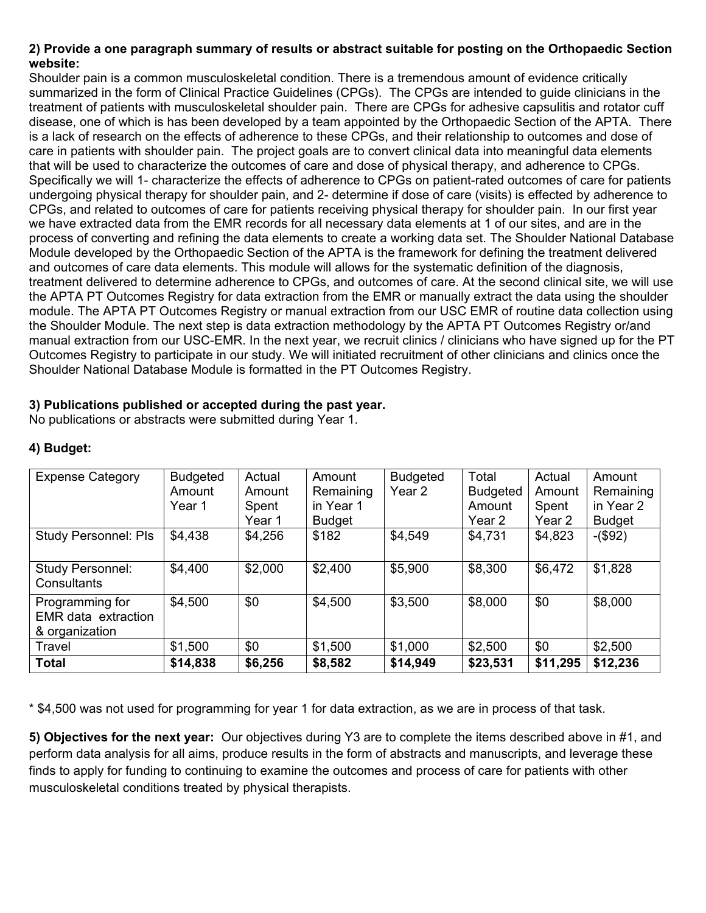**2) Provide a one paragraph summary of results or abstract suitable for posting on the Orthopaedic Section website:**

Shoulder pain is a common musculoskeletal condition. There is a tremendous amount of evidence critically summarized in the form of Clinical Practice Guidelines (CPGs). The CPGs are intended to guide clinicians in the treatment of patients with musculoskeletal shoulder pain. There are CPGs for adhesive capsulitis and rotator cuff disease, one of which is has been developed by a team appointed by the Orthopaedic Section of the APTA. There is a lack of research on the effects of adherence to these CPGs, and their relationship to outcomes and dose of care in patients with shoulder pain. The project goals are to convert clinical data into meaningful data elements that will be used to characterize the outcomes of care and dose of physical therapy, and adherence to CPGs. Specifically we will 1- characterize the effects of adherence to CPGs on patient-rated outcomes of care for patients undergoing physical therapy for shoulder pain, and 2- determine if dose of care (visits) is effected by adherence to CPGs, and related to outcomes of care for patients receiving physical therapy for shoulder pain. In our first year we have extracted data from the EMR records for all necessary data elements at 1 of our sites, and are in the process of converting and refining the data elements to create a working data set. The Shoulder National Database Module developed by the Orthopaedic Section of the APTA is the framework for defining the treatment delivered and outcomes of care data elements. This module will allows for the systematic definition of the diagnosis, treatment delivered to determine adherence to CPGs, and outcomes of care. At the second clinical site, we will use the APTA PT Outcomes Registry for data extraction from the EMR or manually extract the data using the shoulder module. The APTA PT Outcomes Registry or manual extraction from our USC EMR of routine data collection using the Shoulder Module. The next step is data extraction methodology by the APTA PT Outcomes Registry or/and manual extraction from our USC-EMR. In the next year, we recruit clinics / clinicians who have signed up for the PT Outcomes Registry to participate in our study. We will initiated recruitment of other clinicians and clinics once the Shoulder National Database Module is formatted in the PT Outcomes Registry.

**3) Publications published or accepted during the past year.**

No publications or abstracts were submitted during Year 1.

**4) Budget:**

| Expense Category | Budgeted Amount Year 1 | Actual Amount Spent Year 1 | Amount Remaining in Year 1 Budget | Budgeted Year 2 | Total Budgeted Amount Year 2 | Actual Amount Spent Year 2 | Amount Remaining in Year 2 Budget |
|---|---|---|---|---|---|---|---|
| Study Personnel: PIs | $4,438 | $4,256 | $182 | $4,549 | $4,731 | $4,823 | -($92) |
| Study Personnel: Consultants | $4,400 | $2,000 | $2,400 | $5,900 | $8,300 | $6,472 | $1,828 |
| Programming for EMR data extraction & organization | $4,500 | $0 | $4,500 | $3,500 | $8,000 | $0 | $8,000 |
| Travel | $1,500 | $0 | $1,500 | $1,000 | $2,500 | $0 | $2,500 |
| **Total** | **$14,838** | **$6,256** | **$8,582** | **$14,949** | **$23,531** | **$11,295** | **$12,236** |

* $4,500 was not used for programming for year 1 for data extraction, as we are in process of that task.

**5) Objectives for the next year:** Our objectives during Y3 are to complete the items described above in #1, and perform data analysis for all aims, produce results in the form of abstracts and manuscripts, and leverage these finds to apply for funding to continuing to examine the outcomes and process of care for patients with other musculoskeletal conditions treated by physical therapists.